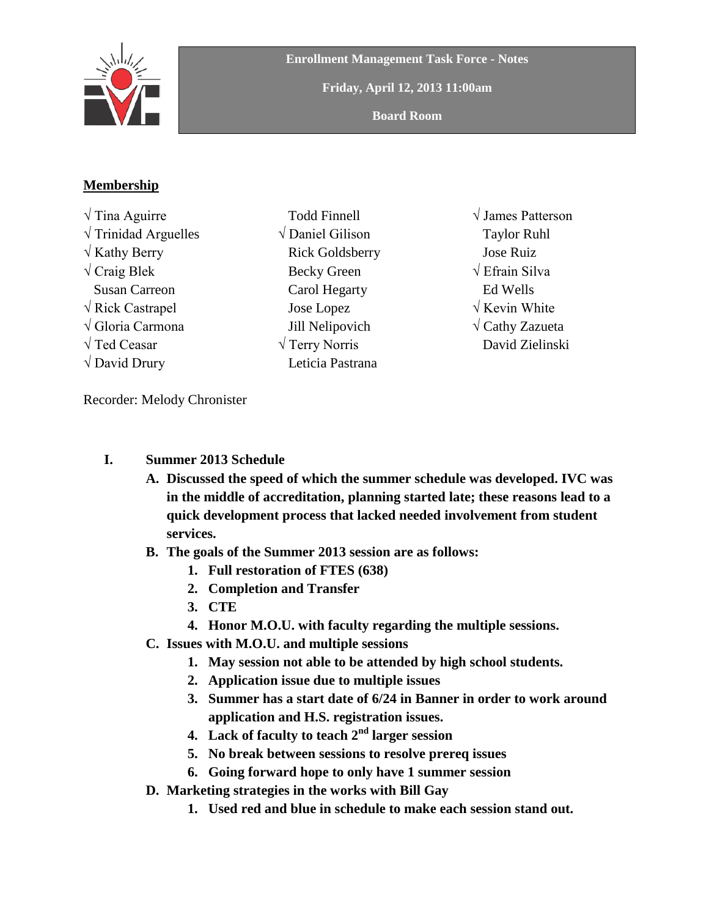**Enrollment Management Task Force - Notes**

**Friday, April 12, 2013 11:00am**

**Board Room**

## Membership

√ Tina Aguirre
√ Trinidad Arguelles
√ Kathy Berry
√ Craig Blek
Susan Carreon
√ Rick Castrapel
√ Gloria Carmona
√ Ted Ceasar
√ David Drury
Todd Finnell
√ Daniel Gilison
Rick Goldsberry
Becky Green
Carol Hegarty
Jose Lopez
Jill Nelipovich
√ Terry Norris
Leticia Pastrana
√ James Patterson
Taylor Ruhl
Jose Ruiz
√ Efrain Silva
Ed Wells
√ Kevin White
√ Cathy Zazueta
David Zielinski

Recorder: Melody Chronister

**I. Summer 2013 Schedule**

**A. Discussed the speed of which the summer schedule was developed. IVC was in the middle of accreditation, planning started late; these reasons lead to a quick development process that lacked needed involvement from student services.**

**B. The goals of the Summer 2013 session are as follows:**

1. **Full restoration of FTES (638)**
2. **Completion and Transfer**
3. **CTE**
4. **Honor M.O.U. with faculty regarding the multiple sessions.**

**C. Issues with M.O.U. and multiple sessions**

1. **May session not able to be attended by high school students.**
2. **Application issue due to multiple issues**
3. **Summer has a start date of 6/24 in Banner in order to work around application and H.S. registration issues.**
4. **Lack of faculty to teach 2nd larger session**
5. **No break between sessions to resolve prereq issues**
6. **Going forward hope to only have 1 summer session**

**D. Marketing strategies in the works with Bill Gay**

1. **Used red and blue in schedule to make each session stand out.**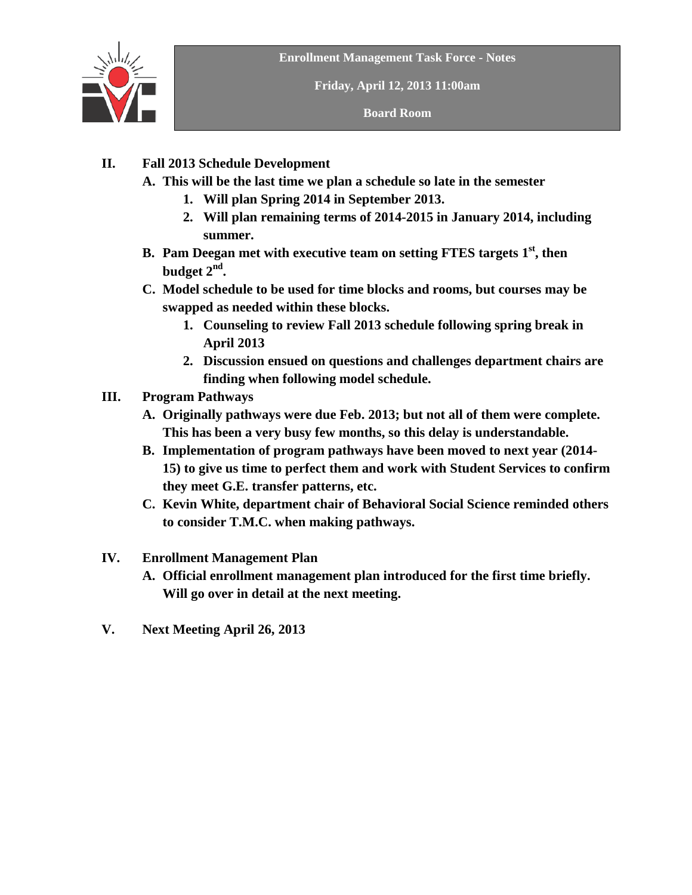**Enrollment Management Task Force - Notes**

**Friday, April 12, 2013 11:00am**

**Board Room**

**II. Fall 2013 Schedule Development**

- **A. This will be the last time we plan a schedule so late in the semester**
  1. **Will plan Spring 2014 in September 2013.**
  2. **Will plan remaining terms of 2014-2015 in January 2014, including summer.**
- **B. Pam Deegan met with executive team on setting FTES targets 1st, then budget 2nd.**
- **C. Model schedule to be used for time blocks and rooms, but courses may be swapped as needed within these blocks.**
  1. **Counseling to review Fall 2013 schedule following spring break in April 2013**
  2. **Discussion ensued on questions and challenges department chairs are finding when following model schedule.**

**III. Program Pathways**

- **A. Originally pathways were due Feb. 2013; but not all of them were complete. This has been a very busy few months, so this delay is understandable.**
- **B. Implementation of program pathways have been moved to next year (2014-15) to give us time to perfect them and work with Student Services to confirm they meet G.E. transfer patterns, etc.**
- **C. Kevin White, department chair of Behavioral Social Science reminded others to consider T.M.C. when making pathways.**

**IV. Enrollment Management Plan**

- **A. Official enrollment management plan introduced for the first time briefly. Will go over in detail at the next meeting.**

**V. Next Meeting April 26, 2013**